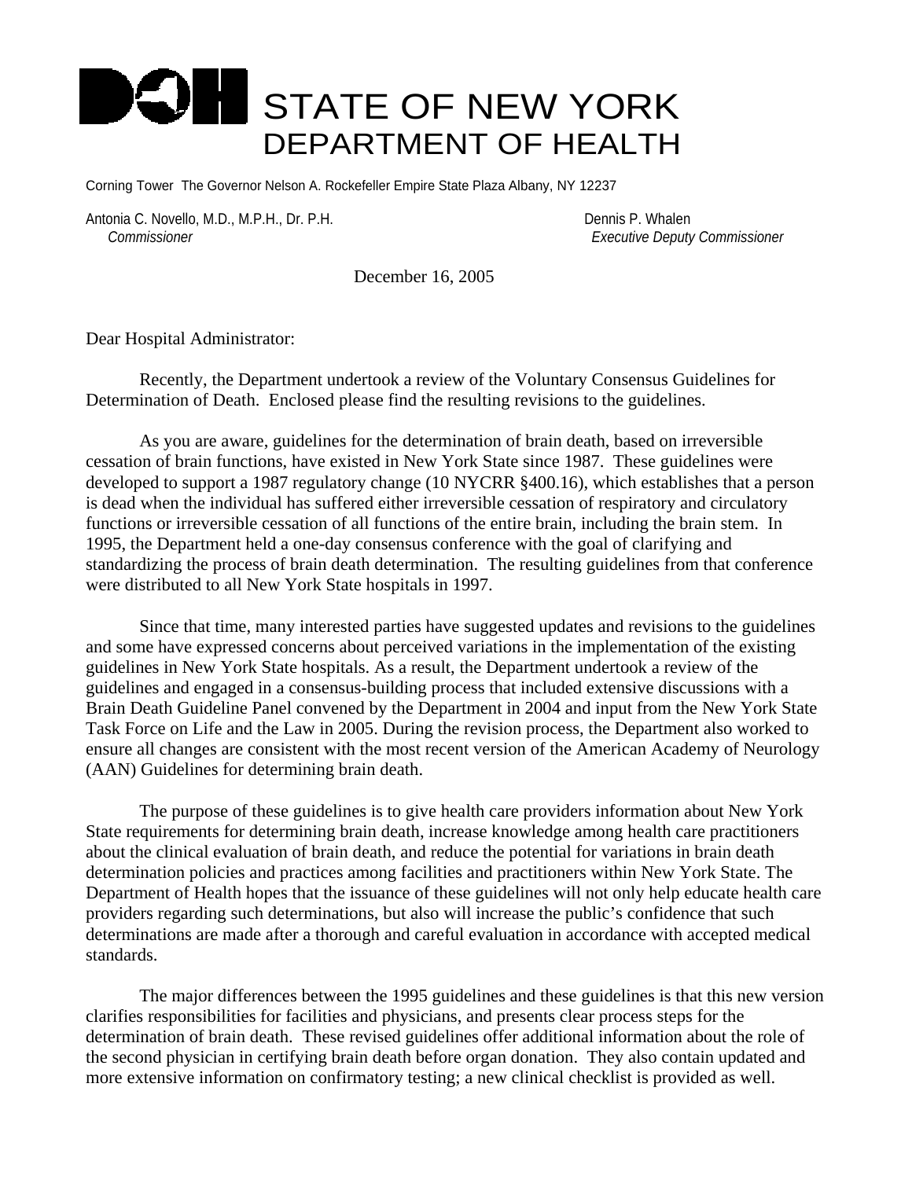# STATE OF NEW YORK
# DEPARTMENT OF HEALTH

Corning Tower The Governor Nelson A. Rockefeller Empire State Plaza Albany, NY 12237

Antonia C. Novello, M.D., M.P.H., Dr. P.H.
*Commissioner*

Dennis P. Whalen
*Executive Deputy Commissioner*

December 16, 2005

Dear Hospital Administrator:

Recently, the Department undertook a review of the Voluntary Consensus Guidelines for Determination of Death. Enclosed please find the resulting revisions to the guidelines.

As you are aware, guidelines for the determination of brain death, based on irreversible cessation of brain functions, have existed in New York State since 1987. These guidelines were developed to support a 1987 regulatory change (10 NYCRR §400.16), which establishes that a person is dead when the individual has suffered either irreversible cessation of respiratory and circulatory functions or irreversible cessation of all functions of the entire brain, including the brain stem. In 1995, the Department held a one-day consensus conference with the goal of clarifying and standardizing the process of brain death determination. The resulting guidelines from that conference were distributed to all New York State hospitals in 1997.

Since that time, many interested parties have suggested updates and revisions to the guidelines and some have expressed concerns about perceived variations in the implementation of the existing guidelines in New York State hospitals. As a result, the Department undertook a review of the guidelines and engaged in a consensus-building process that included extensive discussions with a Brain Death Guideline Panel convened by the Department in 2004 and input from the New York State Task Force on Life and the Law in 2005. During the revision process, the Department also worked to ensure all changes are consistent with the most recent version of the American Academy of Neurology (AAN) Guidelines for determining brain death.

The purpose of these guidelines is to give health care providers information about New York State requirements for determining brain death, increase knowledge among health care practitioners about the clinical evaluation of brain death, and reduce the potential for variations in brain death determination policies and practices among facilities and practitioners within New York State. The Department of Health hopes that the issuance of these guidelines will not only help educate health care providers regarding such determinations, but also will increase the public's confidence that such determinations are made after a thorough and careful evaluation in accordance with accepted medical standards.

The major differences between the 1995 guidelines and these guidelines is that this new version clarifies responsibilities for facilities and physicians, and presents clear process steps for the determination of brain death. These revised guidelines offer additional information about the role of the second physician in certifying brain death before organ donation. They also contain updated and more extensive information on confirmatory testing; a new clinical checklist is provided as well.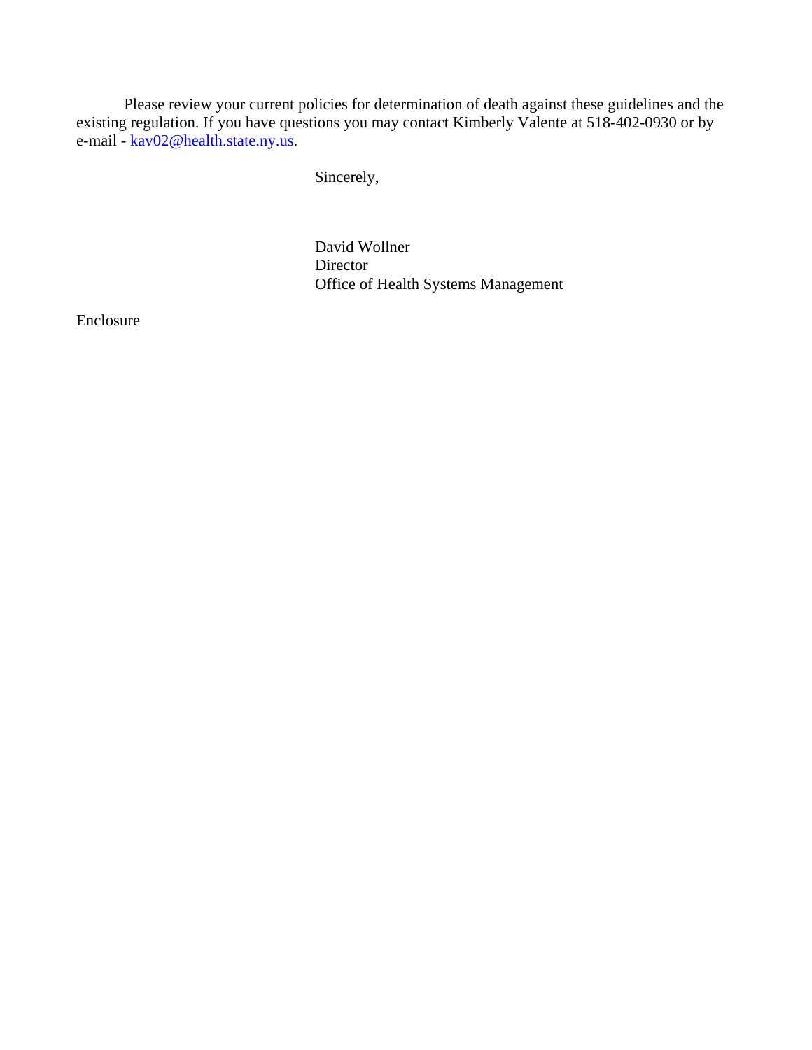Please review your current policies for determination of death against these guidelines and the existing regulation. If you have questions you may contact Kimberly Valente at 518-402-0930 or by e-mail - kav02@health.state.ny.us.

Sincerely,

David Wollner
Director
Office of Health Systems Management

Enclosure